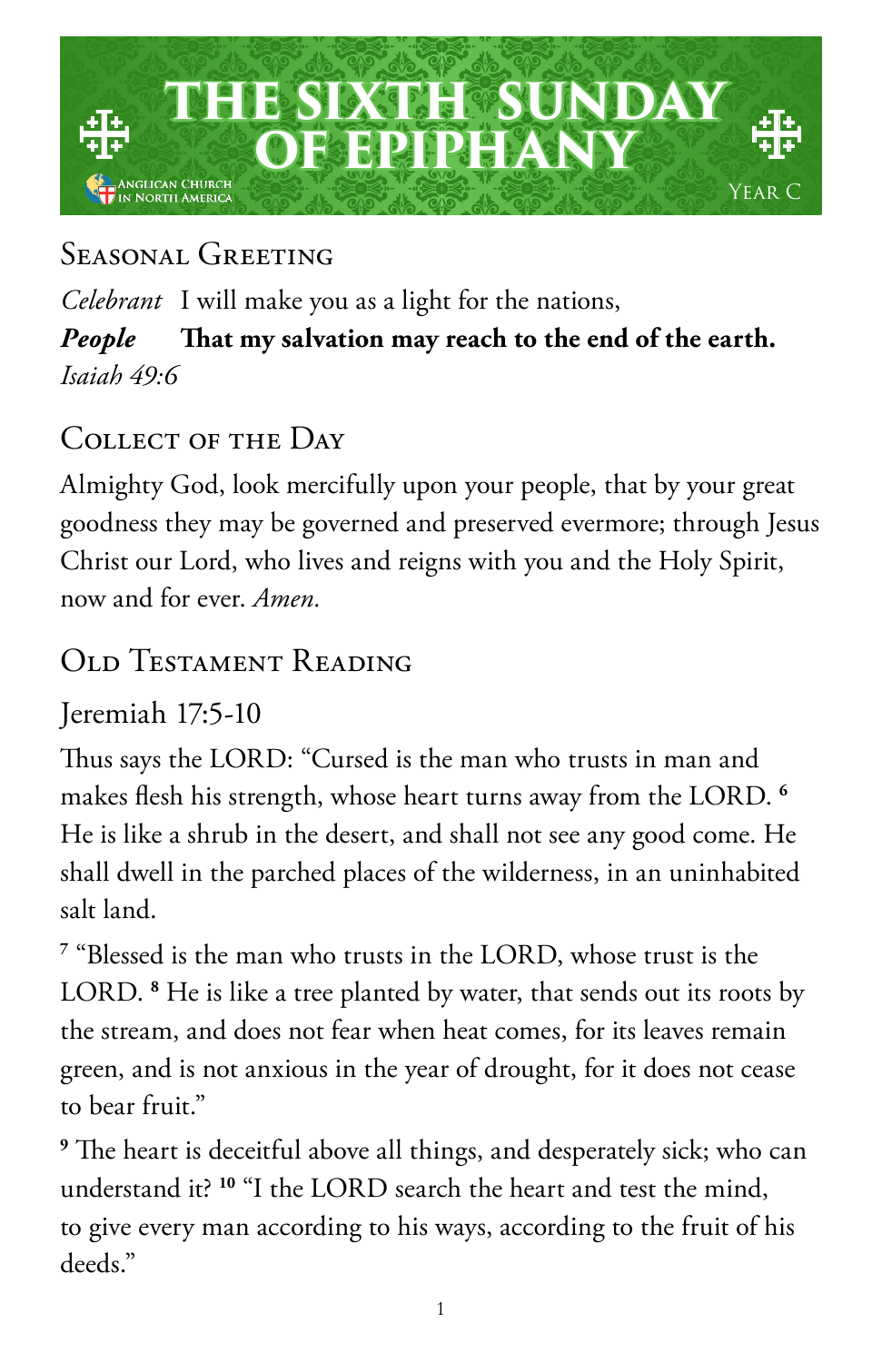# THE SIXTH SUNDAY OF EPIPHANY

Anglican Church in North America

Year C

## Seasonal Greeting

*Celebrant* I will make you as a light for the nations,
***People*** **That my salvation may reach to the end of the earth.**
*Isaiah 49:6*

## Collect of the Day

Almighty God, look mercifully upon your people, that by your great goodness they may be governed and preserved evermore; through Jesus Christ our Lord, who lives and reigns with you and the Holy Spirit, now and for ever. *Amen.*

## Old Testament Reading

### Jeremiah 17:5-10

Thus says the LORD: "Cursed is the man who trusts in man and makes flesh his strength, whose heart turns away from the LORD. [6] He is like a shrub in the desert, and shall not see any good come. He shall dwell in the parched places of the wilderness, in an uninhabited salt land.

[7] "Blessed is the man who trusts in the LORD, whose trust is the LORD. [8] He is like a tree planted by water, that sends out its roots by the stream, and does not fear when heat comes, for its leaves remain green, and is not anxious in the year of drought, for it does not cease to bear fruit."

[9] The heart is deceitful above all things, and desperately sick; who can understand it? [10] "I the LORD search the heart and test the mind, to give every man according to his ways, according to the fruit of his deeds."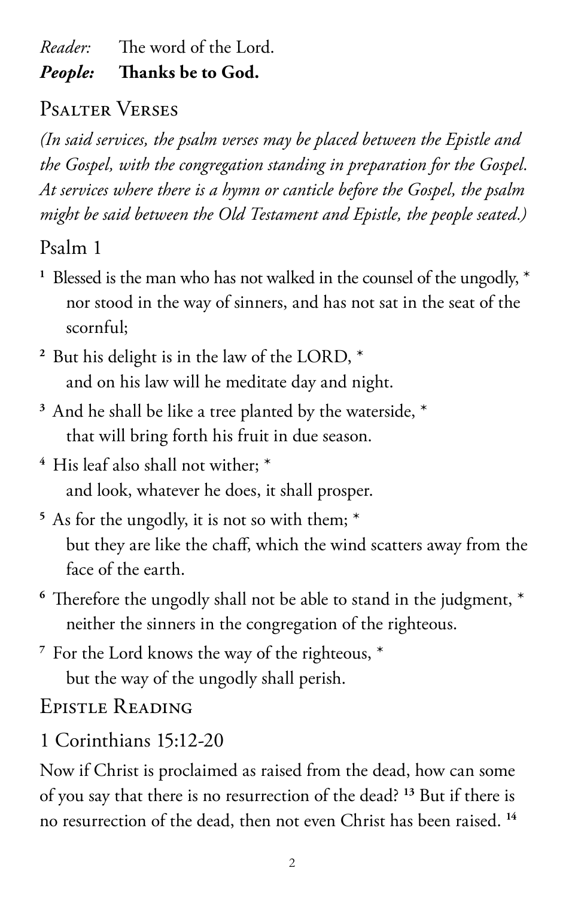*Reader:* The word of the Lord.
***People:*** **Thanks be to God.**

## Psalter Verses

*(In said services, the psalm verses may be placed between the Epistle and the Gospel, with the congregation standing in preparation for the Gospel. At services where there is a hymn or canticle before the Gospel, the psalm might be said between the Old Testament and Epistle, the people seated.)*

### Psalm 1

[1] Blessed is the man who has not walked in the counsel of the ungodly, *
nor stood in the way of sinners, and has not sat in the seat of the scornful;

[2] But his delight is in the law of the LORD, *
and on his law will he meditate day and night.

[3] And he shall be like a tree planted by the waterside, *
that will bring forth his fruit in due season.

[4] His leaf also shall not wither; *
and look, whatever he does, it shall prosper.

[5] As for the ungodly, it is not so with them; *
but they are like the chaff, which the wind scatters away from the face of the earth.

[6] Therefore the ungodly shall not be able to stand in the judgment, *
neither the sinners in the congregation of the righteous.

[7] For the Lord knows the way of the righteous, *
but the way of the ungodly shall perish.

## Epistle Reading

### 1 Corinthians 15:12-20

Now if Christ is proclaimed as raised from the dead, how can some of you say that there is no resurrection of the dead? [13] But if there is no resurrection of the dead, then not even Christ has been raised. [14]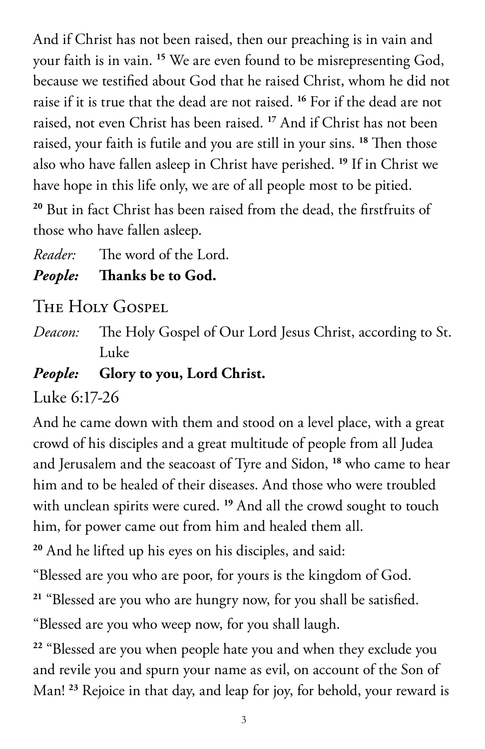And if Christ has not been raised, then our preaching is in vain and your faith is in vain. [15] We are even found to be misrepresenting God, because we testified about God that he raised Christ, whom he did not raise if it is true that the dead are not raised. [16] For if the dead are not raised, not even Christ has been raised. [17] And if Christ has not been raised, your faith is futile and you are still in your sins. [18] Then those also who have fallen asleep in Christ have perished. [19] If in Christ we have hope in this life only, we are of all people most to be pitied.

[20] But in fact Christ has been raised from the dead, the firstfruits of those who have fallen asleep.

*Reader:* The word of the Lord.

***People:*** **Thanks be to God.**

## The Holy Gospel

*Deacon:* The Holy Gospel of Our Lord Jesus Christ, according to St. Luke

***People:*** **Glory to you, Lord Christ.**

Luke 6:17-26

And he came down with them and stood on a level place, with a great crowd of his disciples and a great multitude of people from all Judea and Jerusalem and the seacoast of Tyre and Sidon, [18] who came to hear him and to be healed of their diseases. And those who were troubled with unclean spirits were cured. [19] And all the crowd sought to touch him, for power came out from him and healed them all.

[20] And he lifted up his eyes on his disciples, and said:

"Blessed are you who are poor, for yours is the kingdom of God.

[21] "Blessed are you who are hungry now, for you shall be satisfied.

"Blessed are you who weep now, for you shall laugh.

[22] "Blessed are you when people hate you and when they exclude you and revile you and spurn your name as evil, on account of the Son of Man! [23] Rejoice in that day, and leap for joy, for behold, your reward is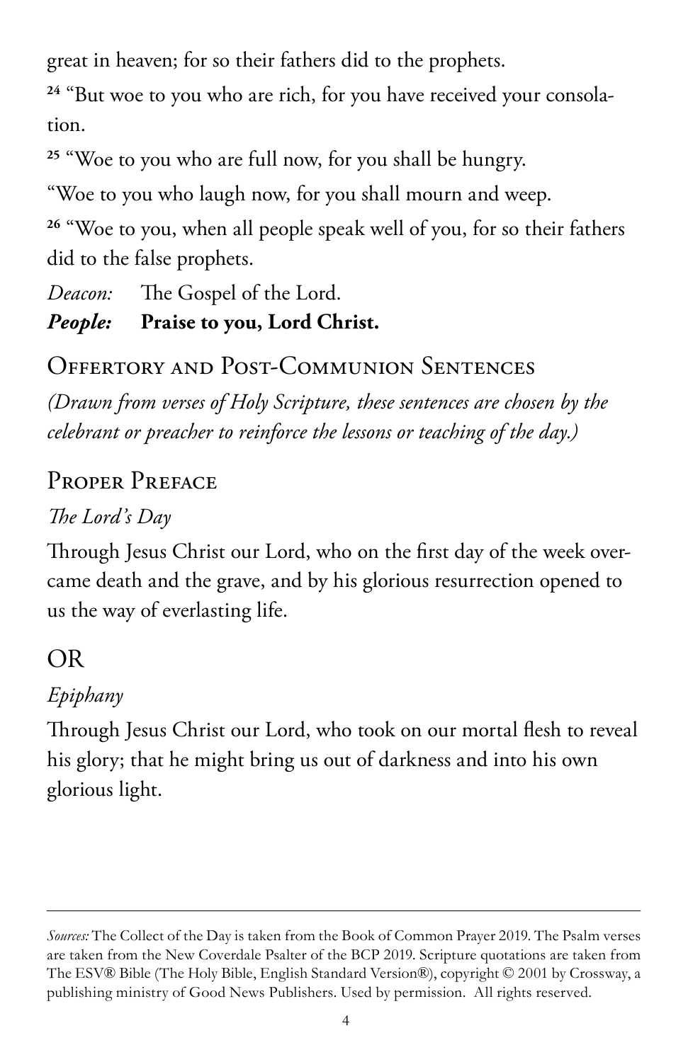great in heaven; for so their fathers did to the prophets.

[24] "But woe to you who are rich, for you have received your consolation.

[25] "Woe to you who are full now, for you shall be hungry.

"Woe to you who laugh now, for you shall mourn and weep.

[26] "Woe to you, when all people speak well of you, for so their fathers did to the false prophets.

*Deacon:* The Gospel of the Lord.
***People:*** **Praise to you, Lord Christ.**

## Offertory and Post-Communion Sentences

*(Drawn from verses of Holy Scripture, these sentences are chosen by the celebrant or preacher to reinforce the lessons or teaching of the day.)*

## Proper Preface

*The Lord's Day*

Through Jesus Christ our Lord, who on the first day of the week overcame death and the grave, and by his glorious resurrection opened to us the way of everlasting life.

## OR

*Epiphany*

Through Jesus Christ our Lord, who took on our mortal flesh to reveal his glory; that he might bring us out of darkness and into his own glorious light.

---

*Sources:* The Collect of the Day is taken from the Book of Common Prayer 2019. The Psalm verses are taken from the New Coverdale Psalter of the BCP 2019. Scripture quotations are taken from The ESV® Bible (The Holy Bible, English Standard Version®), copyright © 2001 by Crossway, a publishing ministry of Good News Publishers. Used by permission. All rights reserved.